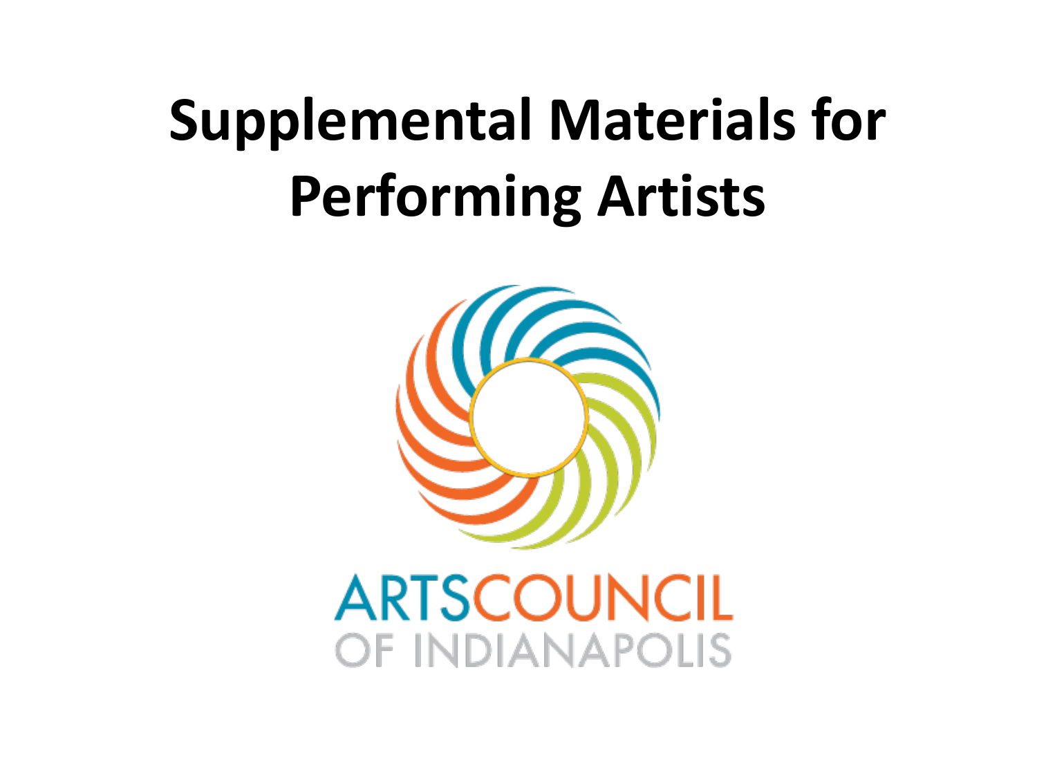# Supplemental Materials for Performing Artists

ARTSCOUNCIL OF INDIANAPOLIS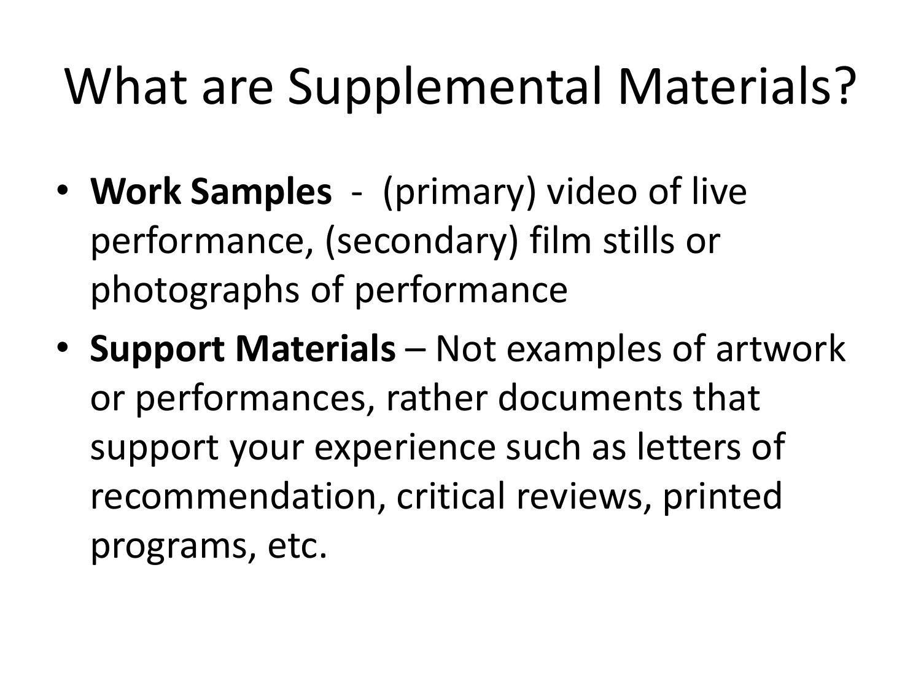# What are Supplemental Materials?

- **Work Samples** - (primary) video of live performance, (secondary) film stills or photographs of performance
- **Support Materials** – Not examples of artwork or performances, rather documents that support your experience such as letters of recommendation, critical reviews, printed programs, etc.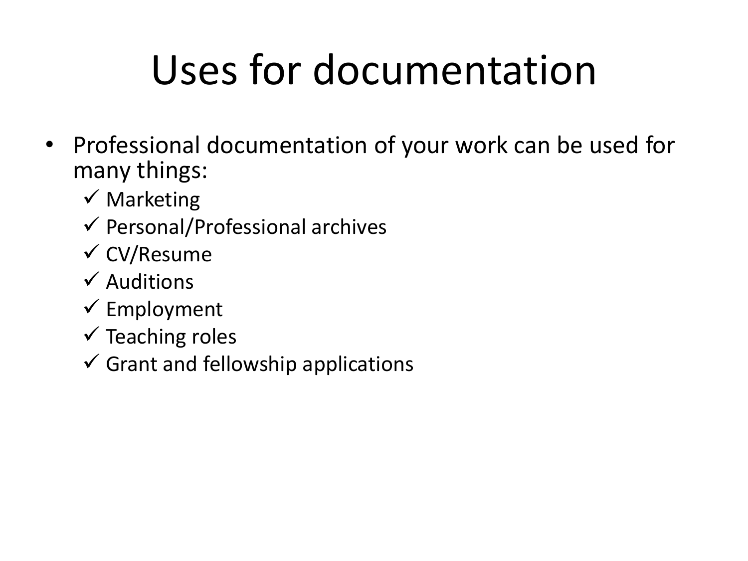# Uses for documentation

- Professional documentation of your work can be used for many things:
  - ✓ Marketing
  - ✓ Personal/Professional archives
  - ✓ CV/Resume
  - ✓ Auditions
  - ✓ Employment
  - ✓ Teaching roles
  - ✓ Grant and fellowship applications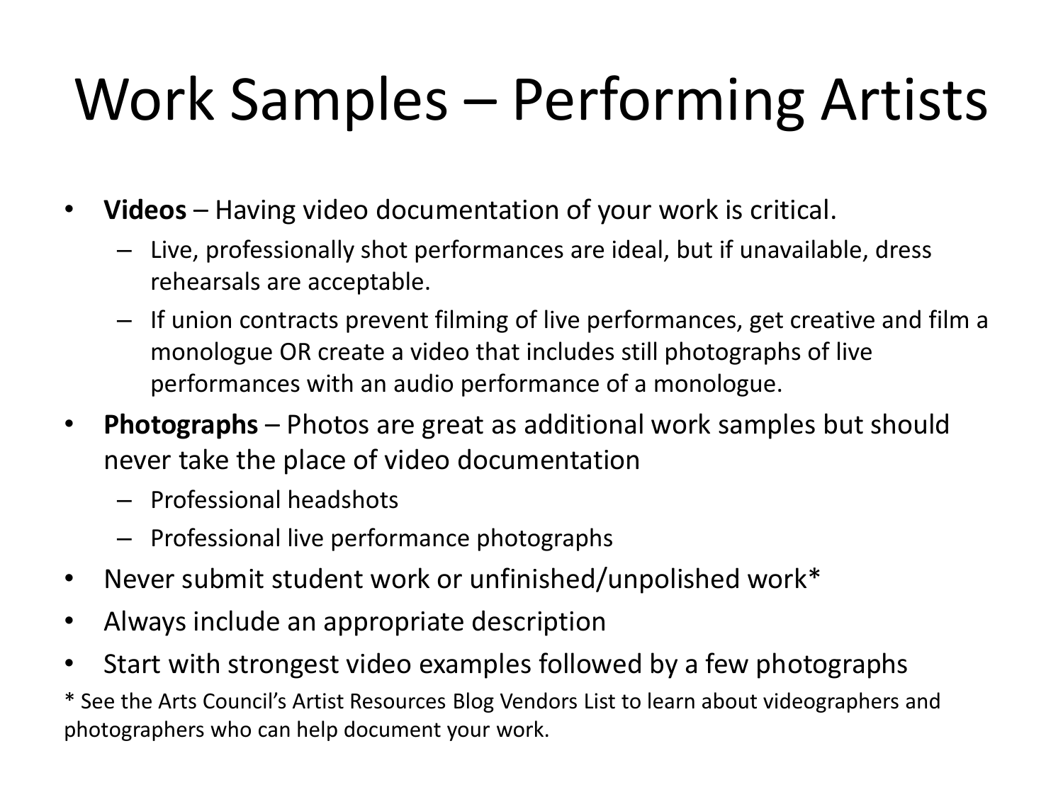# Work Samples – Performing Artists

- **Videos** – Having video documentation of your work is critical.
  - Live, professionally shot performances are ideal, but if unavailable, dress rehearsals are acceptable.
  - If union contracts prevent filming of live performances, get creative and film a monologue OR create a video that includes still photographs of live performances with an audio performance of a monologue.
- **Photographs** – Photos are great as additional work samples but should never take the place of video documentation
  - Professional headshots
  - Professional live performance photographs
- Never submit student work or unfinished/unpolished work*
- Always include an appropriate description
- Start with strongest video examples followed by a few photographs

* See the Arts Council's Artist Resources Blog Vendors List to learn about videographers and photographers who can help document your work.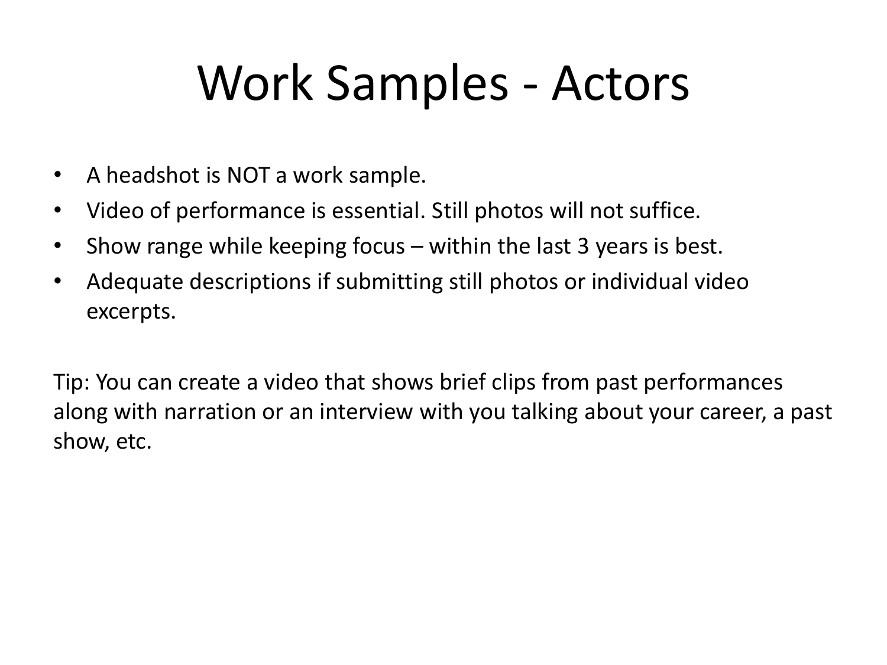# Work Samples - Actors

- A headshot is NOT a work sample.
- Video of performance is essential. Still photos will not suffice.
- Show range while keeping focus – within the last 3 years is best.
- Adequate descriptions if submitting still photos or individual video excerpts.

Tip: You can create a video that shows brief clips from past performances along with narration or an interview with you talking about your career, a past show, etc.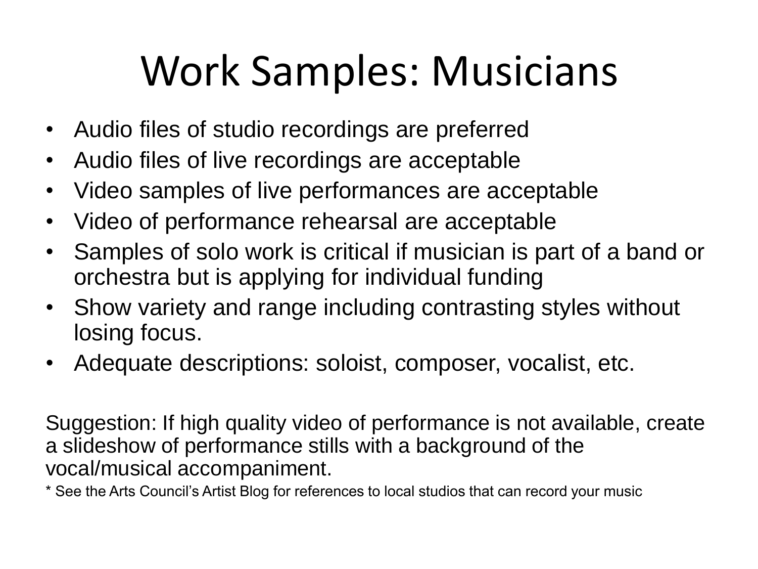# Work Samples: Musicians

- Audio files of studio recordings are preferred
- Audio files of live recordings are acceptable
- Video samples of live performances are acceptable
- Video of performance rehearsal are acceptable
- Samples of solo work is critical if musician is part of a band or orchestra but is applying for individual funding
- Show variety and range including contrasting styles without losing focus.
- Adequate descriptions: soloist, composer, vocalist, etc.

Suggestion: If high quality video of performance is not available, create a slideshow of performance stills with a background of the vocal/musical accompaniment.

* See the Arts Council's Artist Blog for references to local studios that can record your music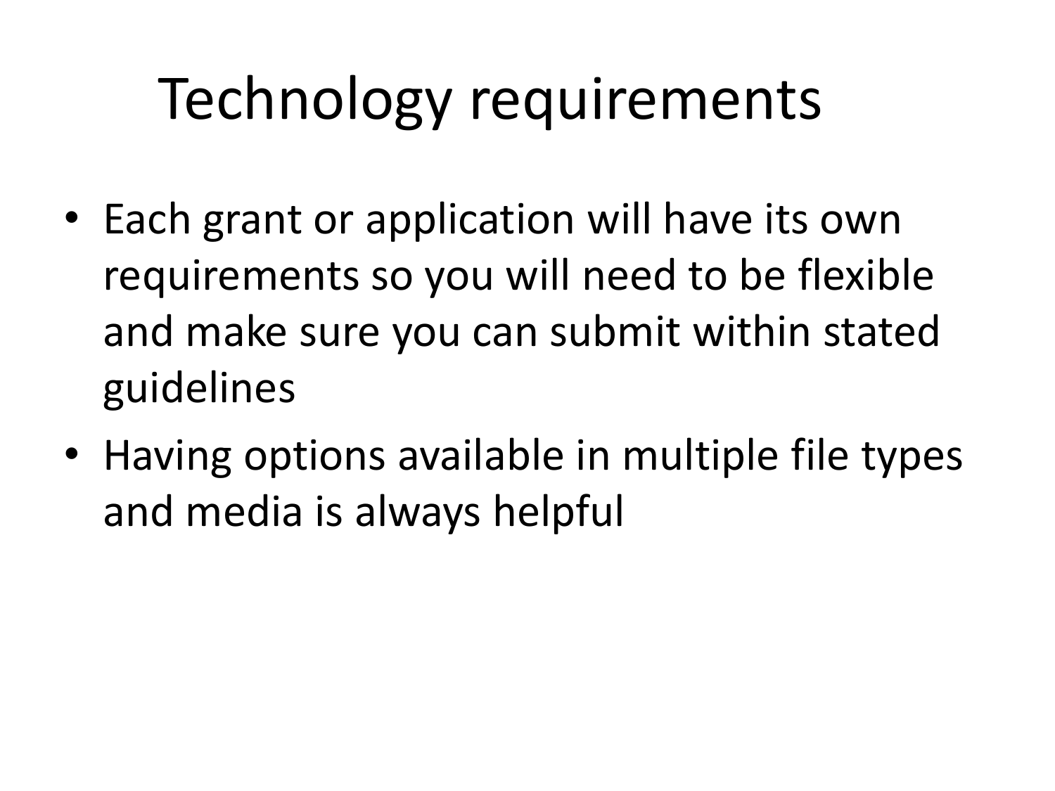# Technology requirements

- Each grant or application will have its own requirements so you will need to be flexible and make sure you can submit within stated guidelines
- Having options available in multiple file types and media is always helpful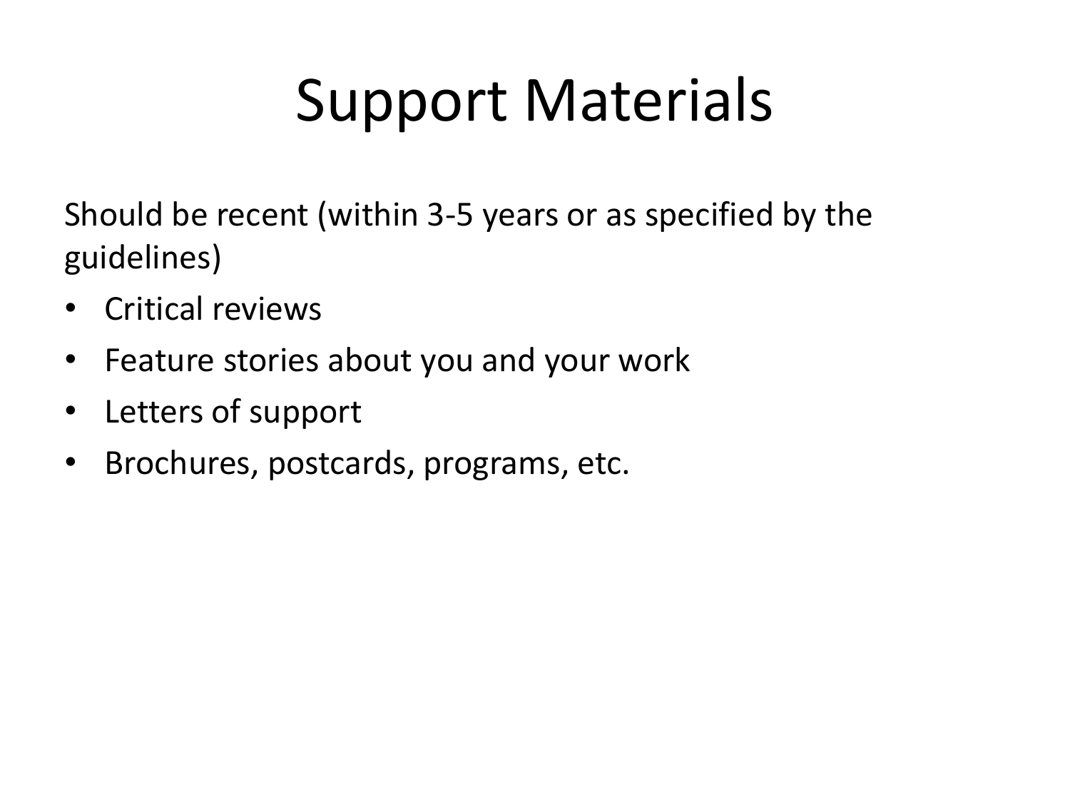# Support Materials

Should be recent (within 3-5 years or as specified by the guidelines)

- Critical reviews
- Feature stories about you and your work
- Letters of support
- Brochures, postcards, programs, etc.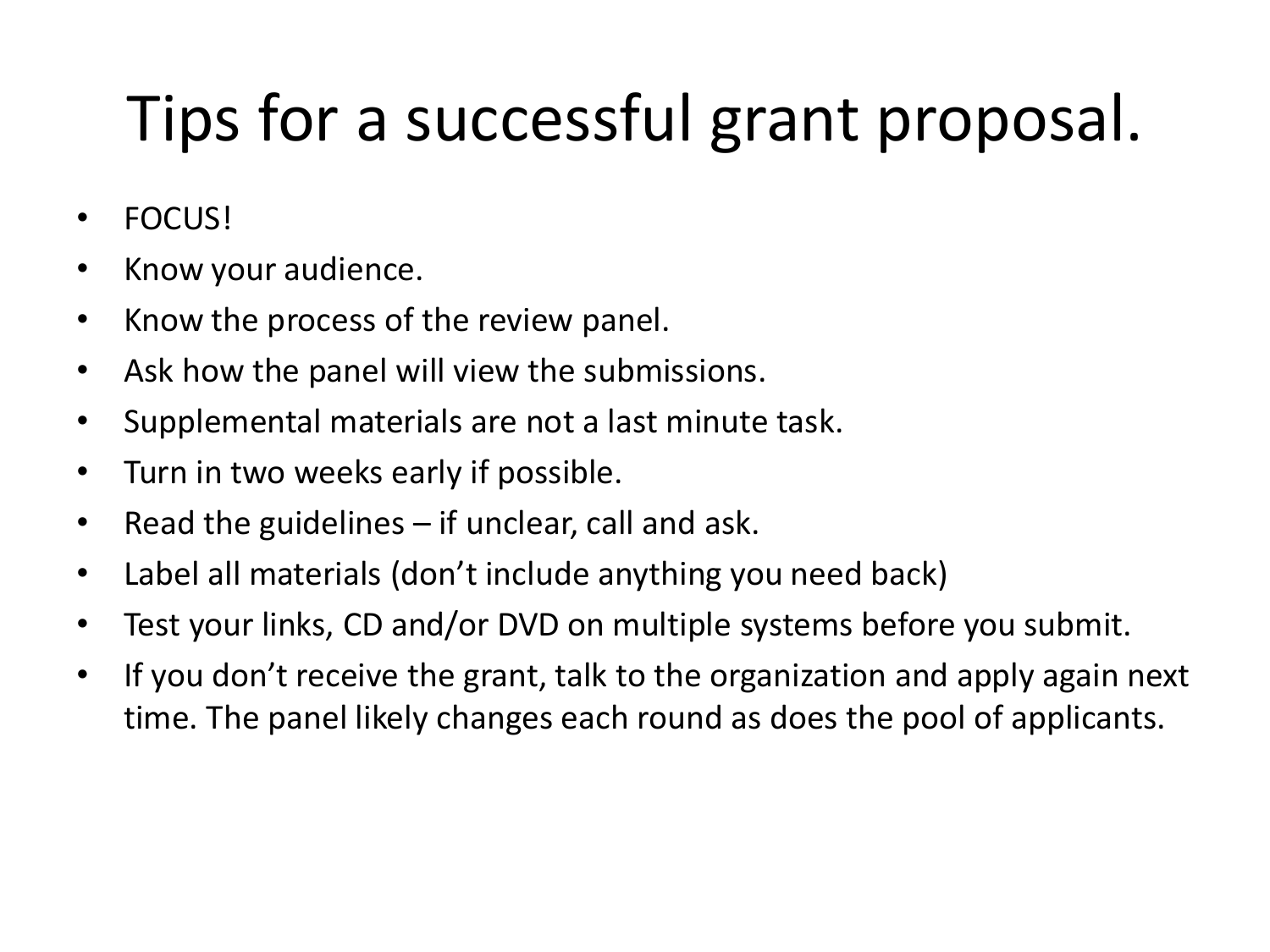# Tips for a successful grant proposal.

- FOCUS!
- Know your audience.
- Know the process of the review panel.
- Ask how the panel will view the submissions.
- Supplemental materials are not a last minute task.
- Turn in two weeks early if possible.
- Read the guidelines – if unclear, call and ask.
- Label all materials (don't include anything you need back)
- Test your links, CD and/or DVD on multiple systems before you submit.
- If you don't receive the grant, talk to the organization and apply again next time. The panel likely changes each round as does the pool of applicants.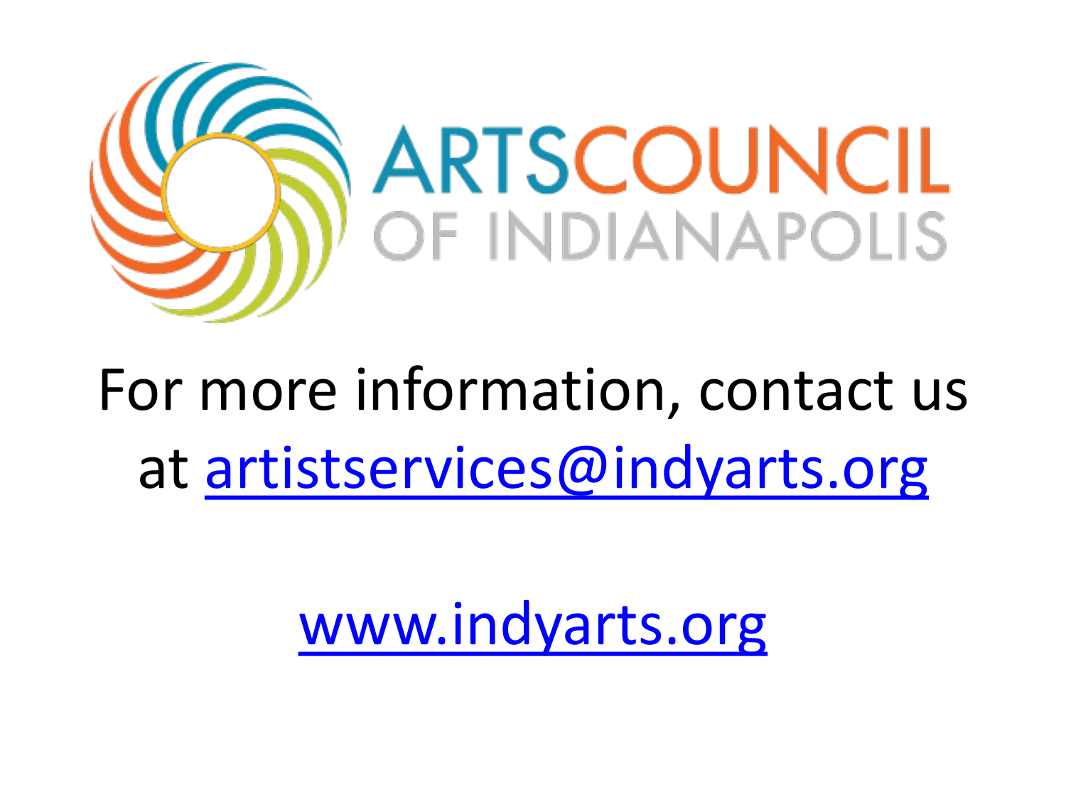ARTSCOUNCIL OF INDIANAPOLIS

For more information, contact us at artistservices@indyarts.org

www.indyarts.org